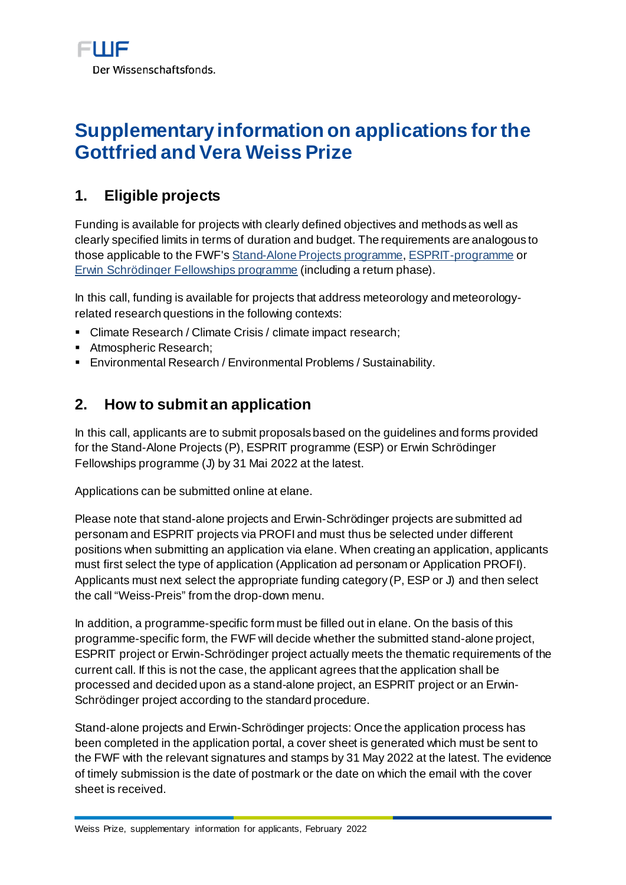FWF
Der Wissenschaftsfonds.

# Supplementary information on applications for the Gottfried and Vera Weiss Prize

## 1. Eligible projects

Funding is available for projects with clearly defined objectives and methods as well as clearly specified limits in terms of duration and budget. The requirements are analogous to those applicable to the FWF's Stand-Alone Projects programme, ESPRIT-programme or Erwin Schrödinger Fellowships programme (including a return phase).

In this call, funding is available for projects that address meteorology and meteorology-related research questions in the following contexts:

- Climate Research / Climate Crisis / climate impact research;
- Atmospheric Research;
- Environmental Research / Environmental Problems / Sustainability.

## 2. How to submit an application

In this call, applicants are to submit proposals based on the guidelines and forms provided for the Stand-Alone Projects (P), ESPRIT programme (ESP) or Erwin Schrödinger Fellowships programme (J) by 31 Mai 2022 at the latest.

Applications can be submitted online at elane.

Please note that stand-alone projects and Erwin-Schrödinger projects are submitted ad personam and ESPRIT projects via PROFI and must thus be selected under different positions when submitting an application via elane. When creating an application, applicants must first select the type of application (Application ad personam or Application PROFI). Applicants must next select the appropriate funding category (P, ESP or J) and then select the call "Weiss-Preis" from the drop-down menu.

In addition, a programme-specific form must be filled out in elane. On the basis of this programme-specific form, the FWF will decide whether the submitted stand-alone project, ESPRIT project or Erwin-Schrödinger project actually meets the thematic requirements of the current call. If this is not the case, the applicant agrees that the application shall be processed and decided upon as a stand-alone project, an ESPRIT project or an Erwin-Schrödinger project according to the standard procedure.

Stand-alone projects and Erwin-Schrödinger projects: Once the application process has been completed in the application portal, a cover sheet is generated which must be sent to the FWF with the relevant signatures and stamps by 31 May 2022 at the latest. The evidence of timely submission is the date of postmark or the date on which the email with the cover sheet is received.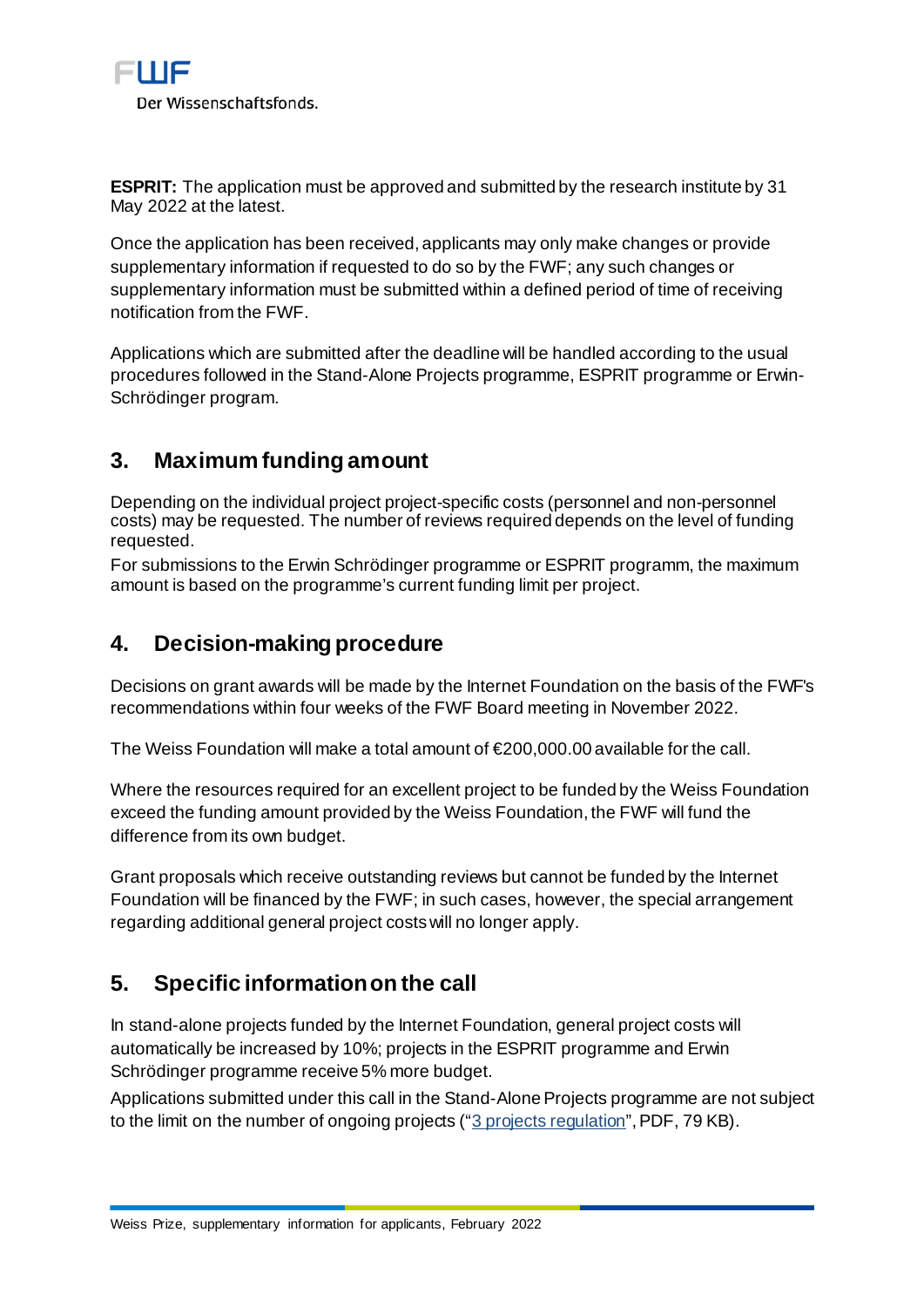**ESPRIT:** The application must be approved and submitted by the research institute by 31 May 2022 at the latest.

Once the application has been received, applicants may only make changes or provide supplementary information if requested to do so by the FWF; any such changes or supplementary information must be submitted within a defined period of time of receiving notification from the FWF.

Applications which are submitted after the deadline will be handled according to the usual procedures followed in the Stand-Alone Projects programme, ESPRIT programme or Erwin-Schrödinger program.

## 3. Maximum funding amount

Depending on the individual project project-specific costs (personnel and non-personnel costs) may be requested. The number of reviews required depends on the level of funding requested.
For submissions to the Erwin Schrödinger programme or ESPRIT programm, the maximum amount is based on the programme's current funding limit per project.

## 4. Decision-making procedure

Decisions on grant awards will be made by the Internet Foundation on the basis of the FWF's recommendations within four weeks of the FWF Board meeting in November 2022.

The Weiss Foundation will make a total amount of €200,000.00 available for the call.

Where the resources required for an excellent project to be funded by the Weiss Foundation exceed the funding amount provided by the Weiss Foundation, the FWF will fund the difference from its own budget.

Grant proposals which receive outstanding reviews but cannot be funded by the Internet Foundation will be financed by the FWF; in such cases, however, the special arrangement regarding additional general project costs will no longer apply.

## 5. Specific information on the call

In stand-alone projects funded by the Internet Foundation, general project costs will automatically be increased by 10%; projects in the ESPRIT programme and Erwin Schrödinger programme receive 5% more budget.
Applications submitted under this call in the Stand-Alone Projects programme are not subject to the limit on the number of ongoing projects ("3 projects regulation", PDF, 79 KB).